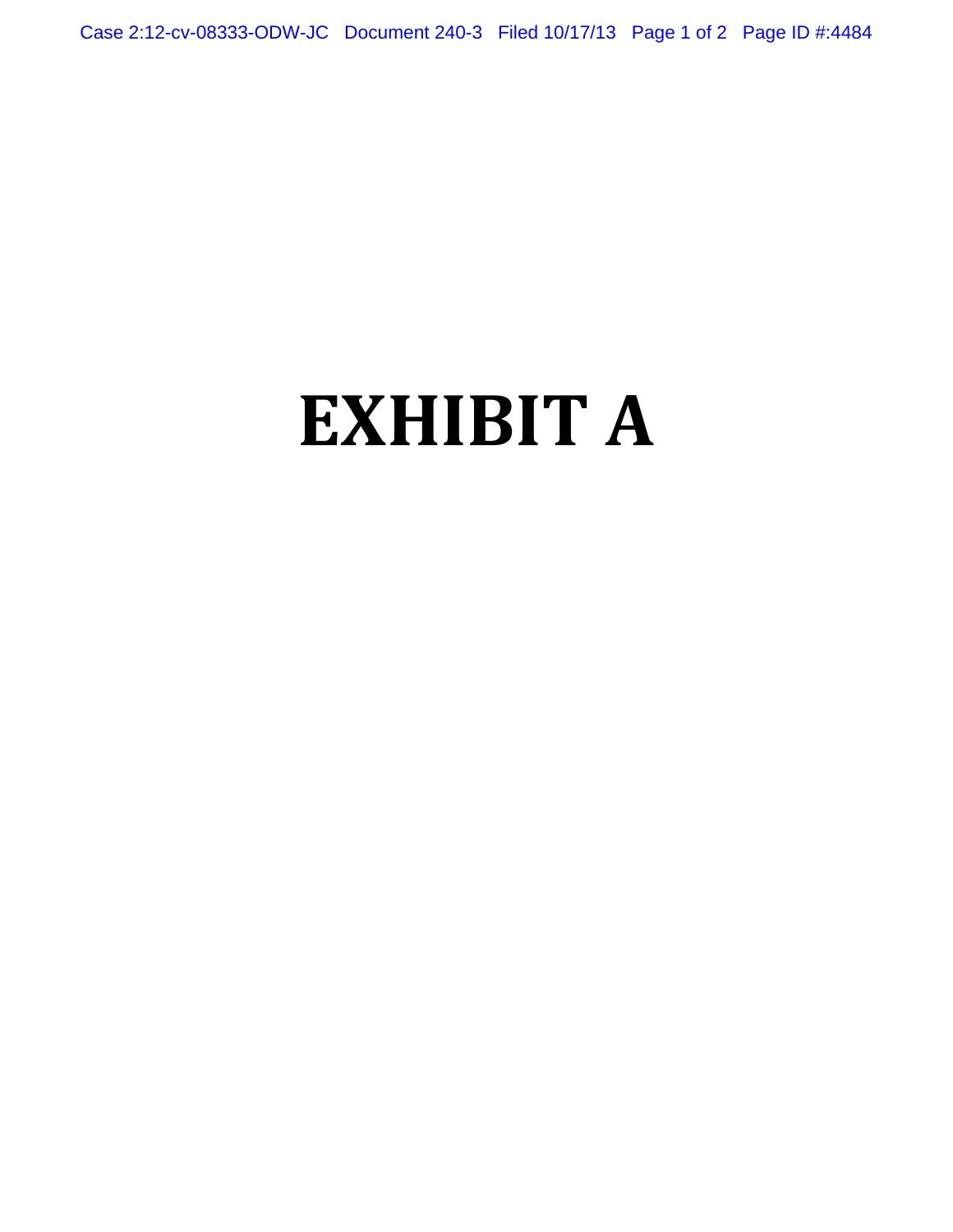# EXHIBIT A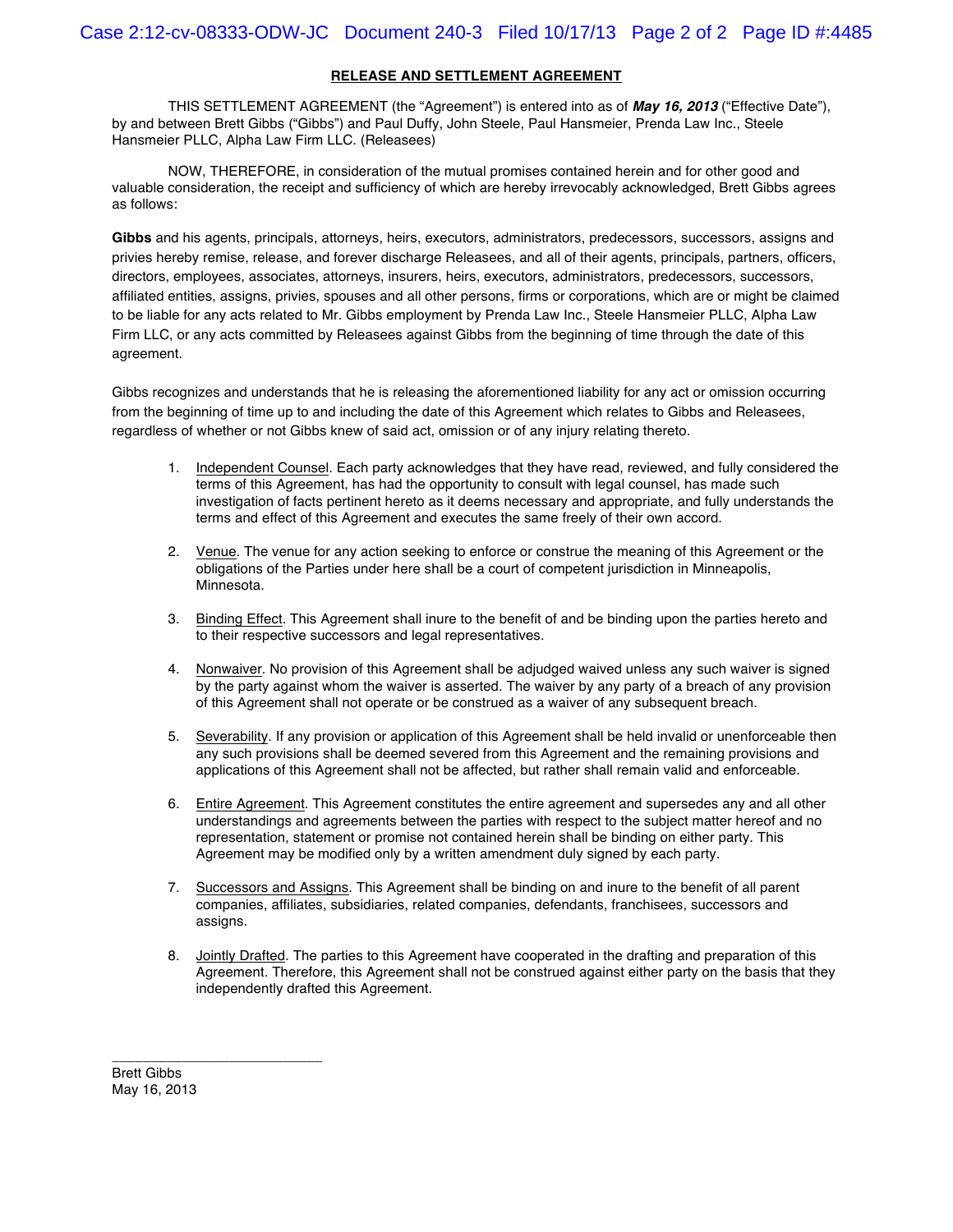**RELEASE AND SETTLEMENT AGREEMENT**

THIS SETTLEMENT AGREEMENT (the "Agreement") is entered into as of ***May 16, 2013*** ("Effective Date"), by and between Brett Gibbs ("Gibbs") and Paul Duffy, John Steele, Paul Hansmeier, Prenda Law Inc., Steele Hansmeier PLLC, Alpha Law Firm LLC. (Releasees)

NOW, THEREFORE, in consideration of the mutual promises contained herein and for other good and valuable consideration, the receipt and sufficiency of which are hereby irrevocably acknowledged, Brett Gibbs agrees as follows:

**Gibbs** and his agents, principals, attorneys, heirs, executors, administrators, predecessors, successors, assigns and privies hereby remise, release, and forever discharge Releasees, and all of their agents, principals, partners, officers, directors, employees, associates, attorneys, insurers, heirs, executors, administrators, predecessors, successors, affiliated entities, assigns, privies, spouses and all other persons, firms or corporations, which are or might be claimed to be liable for any acts related to Mr. Gibbs employment by Prenda Law Inc., Steele Hansmeier PLLC, Alpha Law Firm LLC, or any acts committed by Releasees against Gibbs from the beginning of time through the date of this agreement.

Gibbs recognizes and understands that he is releasing the aforementioned liability for any act or omission occurring from the beginning of time up to and including the date of this Agreement which relates to Gibbs and Releasees, regardless of whether or not Gibbs knew of said act, omission or of any injury relating thereto.

1. Independent Counsel. Each party acknowledges that they have read, reviewed, and fully considered the terms of this Agreement, has had the opportunity to consult with legal counsel, has made such investigation of facts pertinent hereto as it deems necessary and appropriate, and fully understands the terms and effect of this Agreement and executes the same freely of their own accord.

2. Venue. The venue for any action seeking to enforce or construe the meaning of this Agreement or the obligations of the Parties under here shall be a court of competent jurisdiction in Minneapolis, Minnesota.

3. Binding Effect. This Agreement shall inure to the benefit of and be binding upon the parties hereto and to their respective successors and legal representatives.

4. Nonwaiver. No provision of this Agreement shall be adjudged waived unless any such waiver is signed by the party against whom the waiver is asserted. The waiver by any party of a breach of any provision of this Agreement shall not operate or be construed as a waiver of any subsequent breach.

5. Severability. If any provision or application of this Agreement shall be held invalid or unenforceable then any such provisions shall be deemed severed from this Agreement and the remaining provisions and applications of this Agreement shall not be affected, but rather shall remain valid and enforceable.

6. Entire Agreement. This Agreement constitutes the entire agreement and supersedes any and all other understandings and agreements between the parties with respect to the subject matter hereof and no representation, statement or promise not contained herein shall be binding on either party. This Agreement may be modified only by a written amendment duly signed by each party.

7. Successors and Assigns. This Agreement shall be binding on and inure to the benefit of all parent companies, affiliates, subsidiaries, related companies, defendants, franchisees, successors and assigns.

8. Jointly Drafted. The parties to this Agreement have cooperated in the drafting and preparation of this Agreement. Therefore, this Agreement shall not be construed against either party on the basis that they independently drafted this Agreement.

\_\_\_\_\_\_\_\_\_\_\_\_\_\_\_\_\_\_\_\_\_\_\_\_\_\_\_\_

Brett Gibbs
May 16, 2013